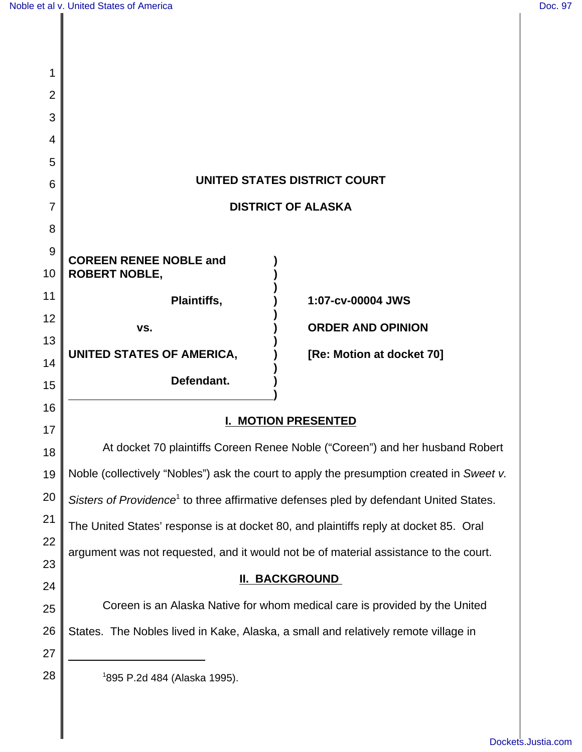**UNITED STATES DISTRICT COURT**

**DISTRICT OF ALASKA**

| | |
|---|---|
| **COREEN RENEE NOBLE and ROBERT NOBLE,** | |
| **Plaintiffs,** | **1:07-cv-00004 JWS** |
| **vs.** | **ORDER AND OPINION** |
| **UNITED STATES OF AMERICA,** | **[Re: Motion at docket 70]** |
| **Defendant.** | |

## I. MOTION PRESENTED

At docket 70 plaintiffs Coreen Renee Noble ("Coreen") and her husband Robert Noble (collectively "Nobles") ask the court to apply the presumption created in *Sweet v. Sisters of Providence*[1] to three affirmative defenses pled by defendant United States. The United States' response is at docket 80, and plaintiffs reply at docket 85. Oral argument was not requested, and it would not be of material assistance to the court.

## II. BACKGROUND

Coreen is an Alaska Native for whom medical care is provided by the United States. The Nobles lived in Kake, Alaska, a small and relatively remote village in

[1] 895 P.2d 484 (Alaska 1995).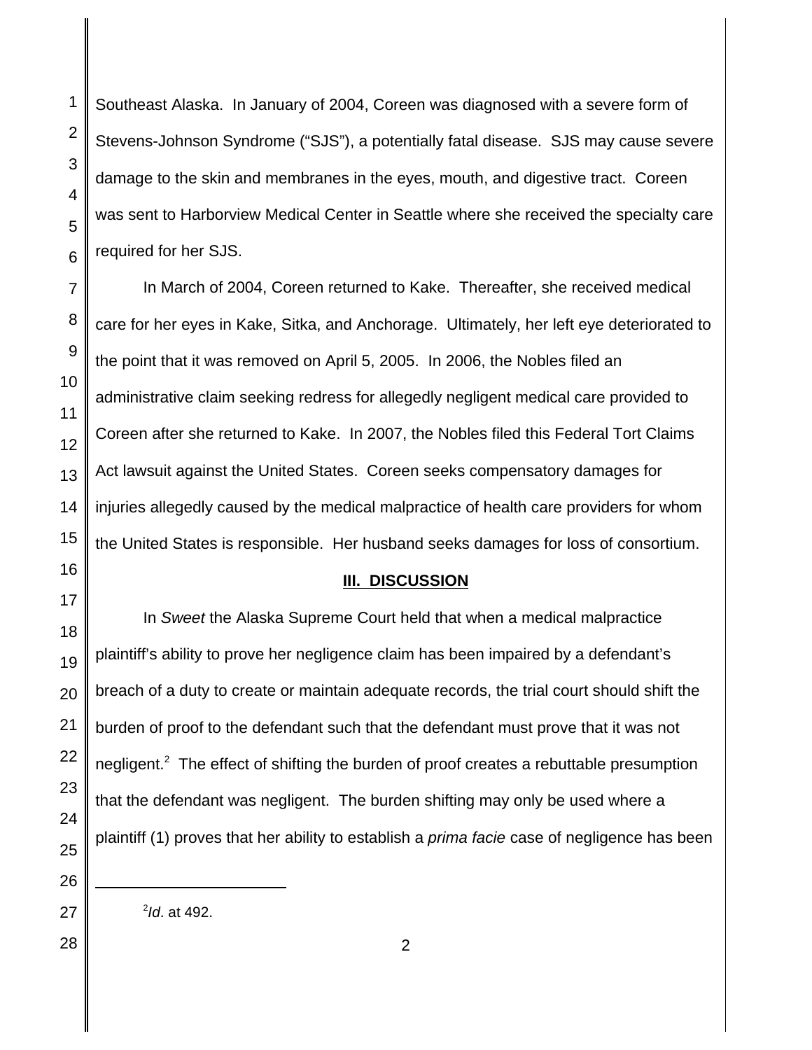Southeast Alaska. In January of 2004, Coreen was diagnosed with a severe form of Stevens-Johnson Syndrome ("SJS"), a potentially fatal disease. SJS may cause severe damage to the skin and membranes in the eyes, mouth, and digestive tract. Coreen was sent to Harborview Medical Center in Seattle where she received the specialty care required for her SJS.

In March of 2004, Coreen returned to Kake. Thereafter, she received medical care for her eyes in Kake, Sitka, and Anchorage. Ultimately, her left eye deteriorated to the point that it was removed on April 5, 2005. In 2006, the Nobles filed an administrative claim seeking redress for allegedly negligent medical care provided to Coreen after she returned to Kake. In 2007, the Nobles filed this Federal Tort Claims Act lawsuit against the United States. Coreen seeks compensatory damages for injuries allegedly caused by the medical malpractice of health care providers for whom the United States is responsible. Her husband seeks damages for loss of consortium.

## III. DISCUSSION

In *Sweet* the Alaska Supreme Court held that when a medical malpractice plaintiff's ability to prove her negligence claim has been impaired by a defendant's breach of a duty to create or maintain adequate records, the trial court should shift the burden of proof to the defendant such that the defendant must prove that it was not negligent.[2] The effect of shifting the burden of proof creates a rebuttable presumption that the defendant was negligent. The burden shifting may only be used where a plaintiff (1) proves that her ability to establish a *prima facie* case of negligence has been

[2] *Id*. at 492.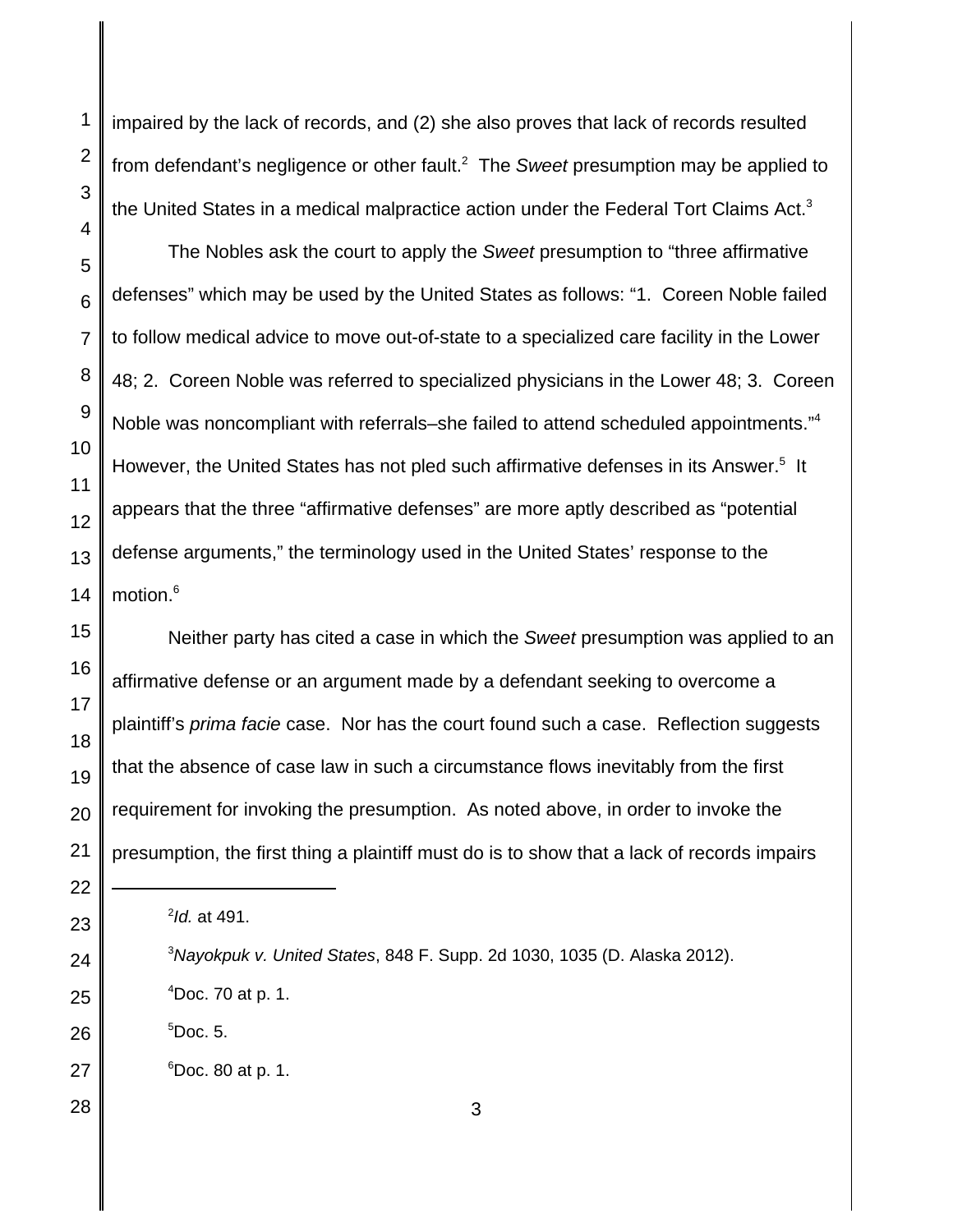impaired by the lack of records, and (2) she also proves that lack of records resulted from defendant's negligence or other fault.[2] The *Sweet* presumption may be applied to the United States in a medical malpractice action under the Federal Tort Claims Act.[3]

The Nobles ask the court to apply the *Sweet* presumption to "three affirmative defenses" which may be used by the United States as follows: "1. Coreen Noble failed to follow medical advice to move out-of-state to a specialized care facility in the Lower 48; 2. Coreen Noble was referred to specialized physicians in the Lower 48; 3. Coreen Noble was noncompliant with referrals–she failed to attend scheduled appointments."[4] However, the United States has not pled such affirmative defenses in its Answer.[5] It appears that the three "affirmative defenses" are more aptly described as "potential defense arguments," the terminology used in the United States' response to the motion.[6]

Neither party has cited a case in which the *Sweet* presumption was applied to an affirmative defense or an argument made by a defendant seeking to overcome a plaintiff's *prima facie* case. Nor has the court found such a case. Reflection suggests that the absence of case law in such a circumstance flows inevitably from the first requirement for invoking the presumption. As noted above, in order to invoke the presumption, the first thing a plaintiff must do is to show that a lack of records impairs

---

[2] *Id.* at 491.

[3] *Nayokpuk v. United States*, 848 F. Supp. 2d 1030, 1035 (D. Alaska 2012).

[4] Doc. 70 at p. 1.

[5] Doc. 5.

[6] Doc. 80 at p. 1.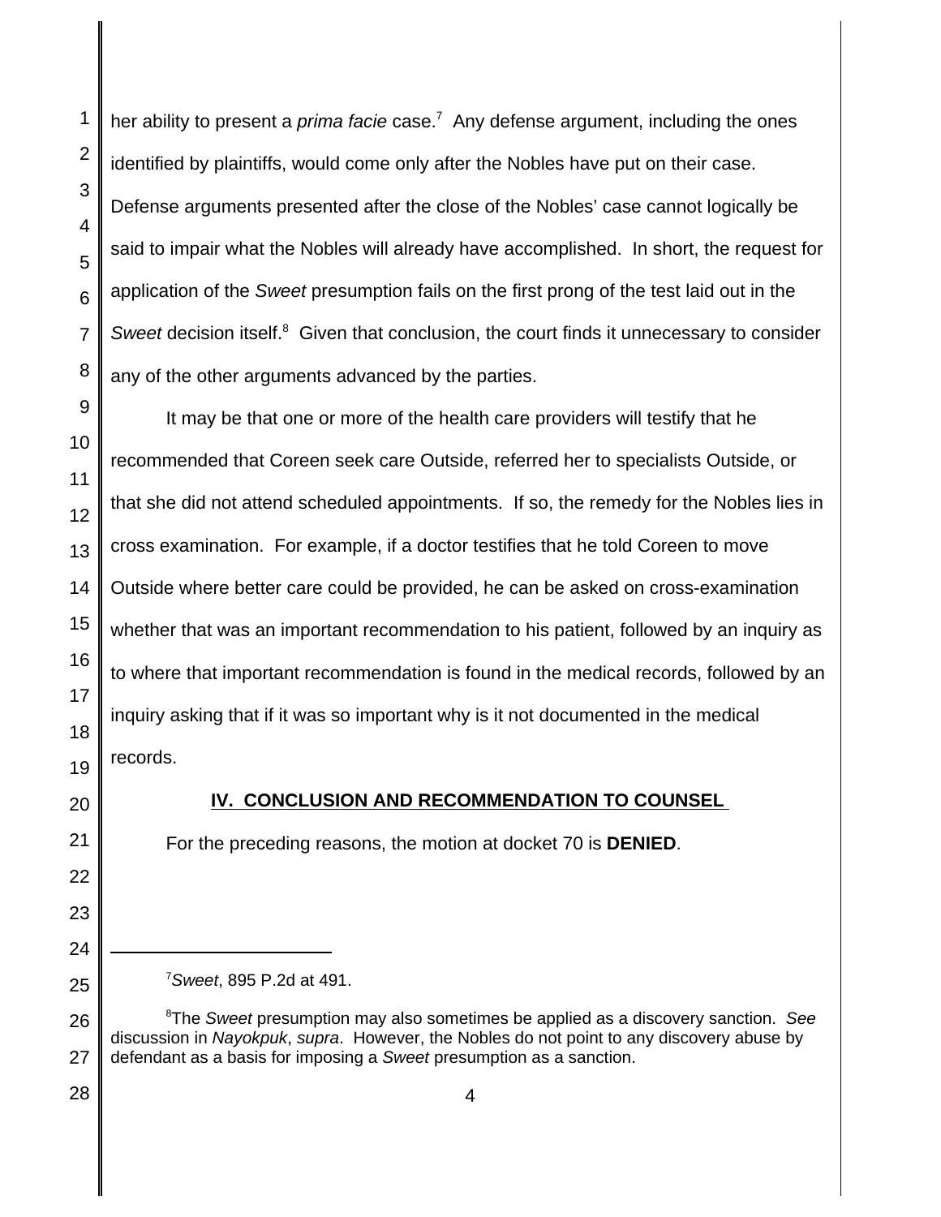her ability to present a *prima facie* case.[7] Any defense argument, including the ones identified by plaintiffs, would come only after the Nobles have put on their case. Defense arguments presented after the close of the Nobles' case cannot logically be said to impair what the Nobles will already have accomplished. In short, the request for application of the *Sweet* presumption fails on the first prong of the test laid out in the *Sweet* decision itself.[8] Given that conclusion, the court finds it unnecessary to consider any of the other arguments advanced by the parties.

It may be that one or more of the health care providers will testify that he recommended that Coreen seek care Outside, referred her to specialists Outside, or that she did not attend scheduled appointments. If so, the remedy for the Nobles lies in cross examination. For example, if a doctor testifies that he told Coreen to move Outside where better care could be provided, he can be asked on cross-examination whether that was an important recommendation to his patient, followed by an inquiry as to where that important recommendation is found in the medical records, followed by an inquiry asking that if it was so important why is it not documented in the medical records.

## IV. CONCLUSION AND RECOMMENDATION TO COUNSEL

For the preceding reasons, the motion at docket 70 is **DENIED**.

---

[7] *Sweet*, 895 P.2d at 491.

[8] The *Sweet* presumption may also sometimes be applied as a discovery sanction. *See* discussion in *Nayokpuk*, *supra*. However, the Nobles do not point to any discovery abuse by defendant as a basis for imposing a *Sweet* presumption as a sanction.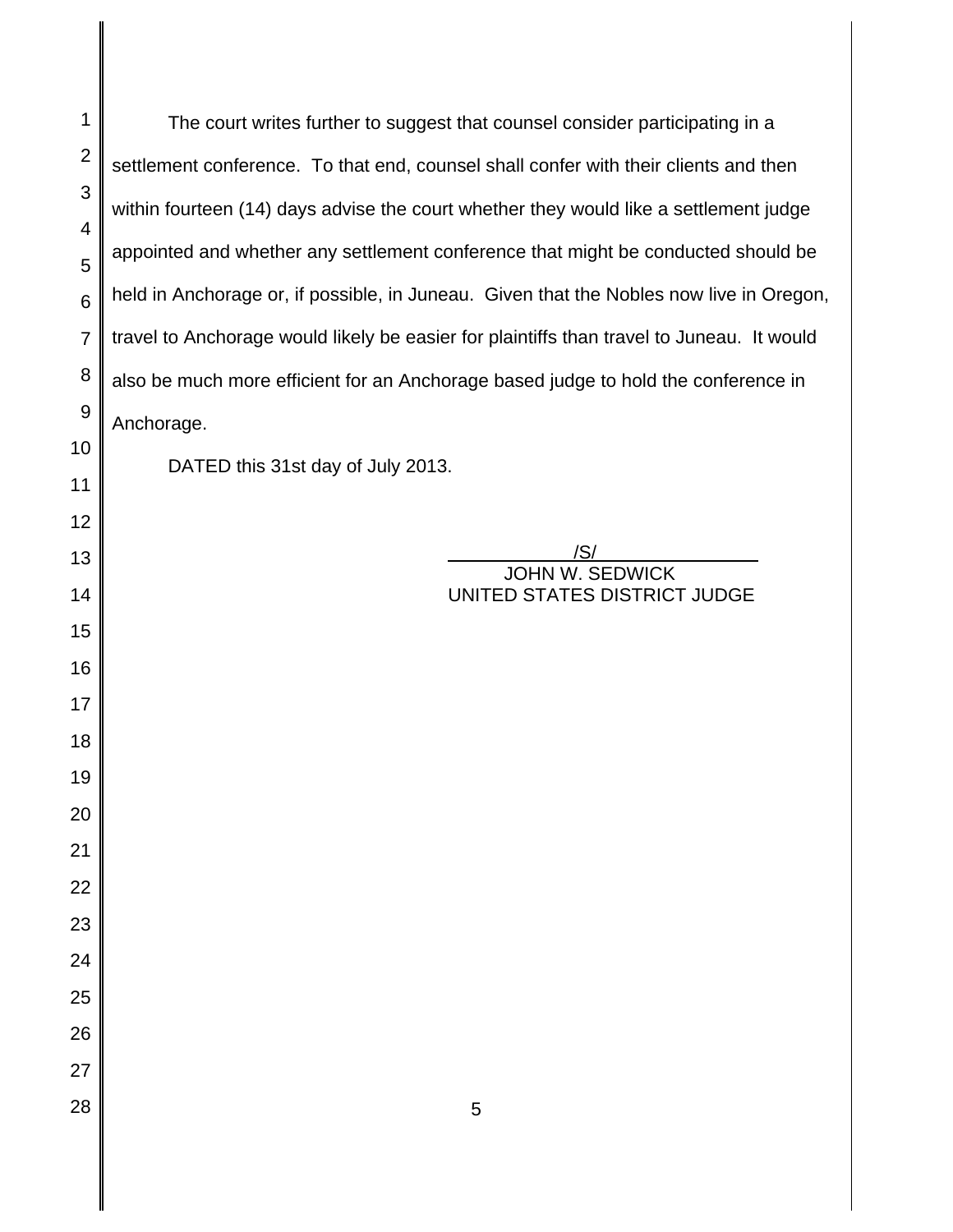The court writes further to suggest that counsel consider participating in a settlement conference. To that end, counsel shall confer with their clients and then within fourteen (14) days advise the court whether they would like a settlement judge appointed and whether any settlement conference that might be conducted should be held in Anchorage or, if possible, in Juneau. Given that the Nobles now live in Oregon, travel to Anchorage would likely be easier for plaintiffs than travel to Juneau. It would also be much more efficient for an Anchorage based judge to hold the conference in Anchorage.

DATED this 31st day of July 2013.

/S/
JOHN W. SEDWICK
UNITED STATES DISTRICT JUDGE